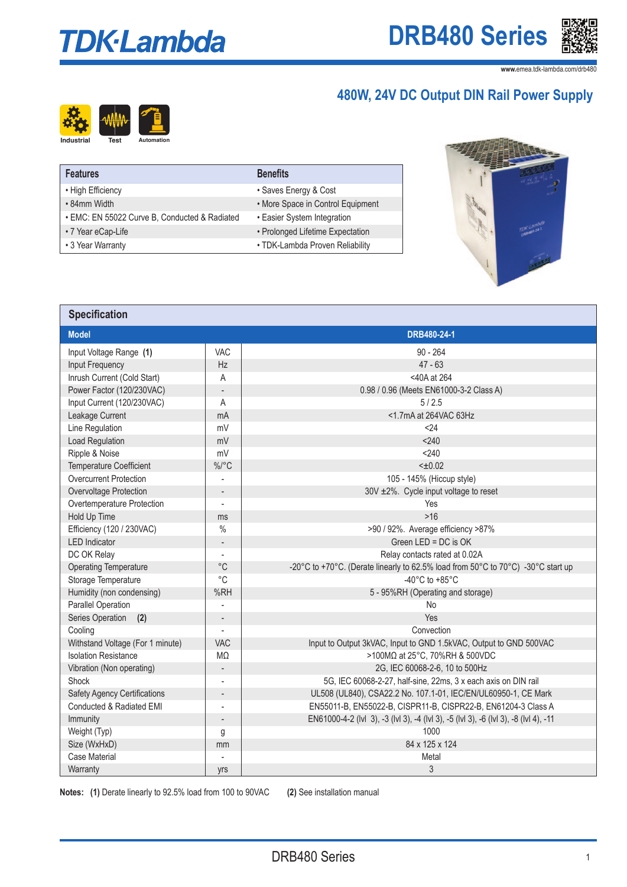# TDK·Lambda

# DRB480 Series

www.emea.tdk-lambda.com/drb480

## 480W, 24V DC Output DIN Rail Power Supply

Industrial   Test   Automation

| Features | Benefits |
|---|---|
| • High Efficiency | • Saves Energy & Cost |
| • 84mm Width | • More Space in Control Equipment |
| • EMC: EN 55022 Curve B, Conducted & Radiated | • Easier System Integration |
| • 7 Year eCap-Life | • Prolonged Lifetime Expectation |
| • 3 Year Warranty | • TDK-Lambda Proven Reliability |

## Specification

| Model | | DRB480-24-1 |
|---|---|---|
| Input Voltage Range **(1)** | VAC | 90 - 264 |
| Input Frequency | Hz | 47 - 63 |
| Inrush Current (Cold Start) | A | <40A at 264 |
| Power Factor (120/230VAC) | - | 0.98 / 0.96 (Meets EN61000-3-2 Class A) |
| Input Current (120/230VAC) | A | 5 / 2.5 |
| Leakage Current | mA | <1.7mA at 264VAC 63Hz |
| Line Regulation | mV | <24 |
| Load Regulation | mV | <240 |
| Ripple & Noise | mV | <240 |
| Temperature Coefficient | %/°C | <±0.02 |
| Overcurrent Protection | - | 105 - 145% (Hiccup style) |
| Overvoltage Protection | - | 30V ±2%. Cycle input voltage to reset |
| Overtemperature Protection | - | Yes |
| Hold Up Time | ms | >16 |
| Efficiency (120 / 230VAC) | % | >90 / 92%. Average efficiency >87% |
| LED Indicator | - | Green LED = DC is OK |
| DC OK Relay | - | Relay contacts rated at 0.02A |
| Operating Temperature | °C | -20°C to +70°C. (Derate linearly to 62.5% load from 50°C to 70°C) -30°C start up |
| Storage Temperature | °C | -40°C to +85°C |
| Humidity (non condensing) | %RH | 5 - 95%RH (Operating and storage) |
| Parallel Operation | - | No |
| Series Operation **(2)** | - | Yes |
| Cooling | - | Convection |
| Withstand Voltage (For 1 minute) | VAC | Input to Output 3kVAC, Input to GND 1.5kVAC, Output to GND 500VAC |
| Isolation Resistance | MΩ | >100MΩ at 25°C, 70%RH & 500VDC |
| Vibration (Non operating) | - | 2G, IEC 60068-2-6, 10 to 500Hz |
| Shock | - | 5G, IEC 60068-2-27, half-sine, 22ms, 3 x each axis on DIN rail |
| Safety Agency Certifications | - | UL508 (UL840), CSA22.2 No. 107.1-01, IEC/EN/UL60950-1, CE Mark |
| Conducted & Radiated EMI | - | EN55011-B, EN55022-B, CISPR11-B, CISPR22-B, EN61204-3 Class A |
| Immunity | - | EN61000-4-2 (lvl 3), -3 (lvl 3), -4 (lvl 3), -5 (lvl 3), -6 (lvl 3), -8 (lvl 4), -11 |
| Weight (Typ) | g | 1000 |
| Size (WxHxD) | mm | 84 x 125 x 124 |
| Case Material | - | Metal |
| Warranty | yrs | 3 |

**Notes:** **(1)** Derate linearly to 92.5% load from 100 to 90VAC **(2)** See installation manual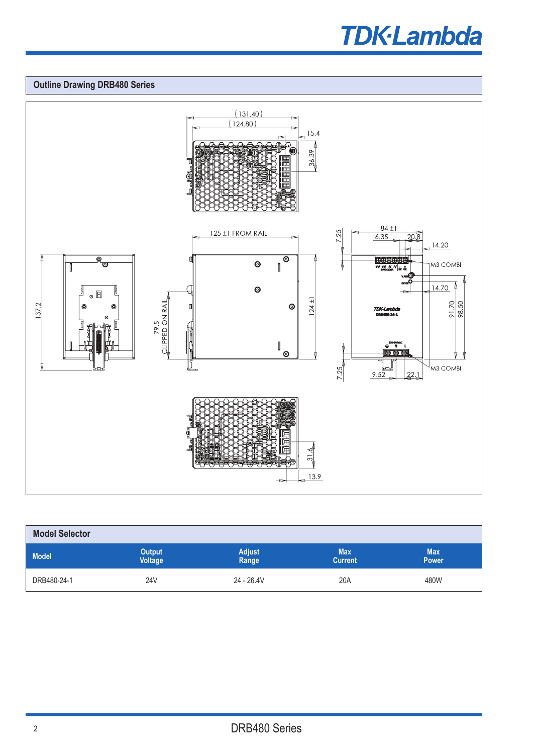## Outline Drawing DRB480 Series

(131.40)
(124.80)
15.4
36.39
125 ±1 FROM RAIL
7.25
84 ±1
6.35
20.8
14.20
M3 COMBI
14.70
137.2
79.5
CLIPPED ON RAIL
124 ±1
91.70
98.50
7.25
9.52
22.1
M3 COMBI
31.6
13.9

## Model Selector

| Model | Output Voltage | Adjust Range | Max Current | Max Power |
|---|---|---|---|---|
| DRB480-24-1 | 24V | 24 - 26.4V | 20A | 480W |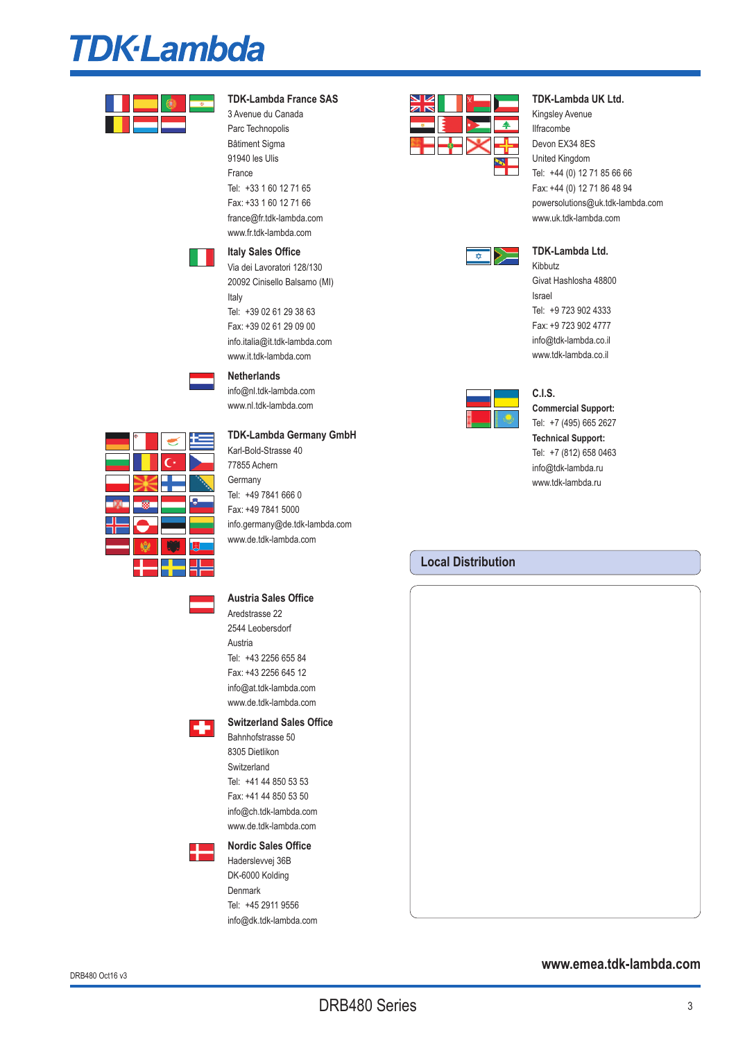# TDK·Lambda

**TDK-Lambda France SAS**
3 Avenue du Canada
Parc Technopolis
Bâtiment Sigma
91940 les Ulis
France
Tel: +33 1 60 12 71 65
Fax: +33 1 60 12 71 66
france@fr.tdk-lambda.com
www.fr.tdk-lambda.com

**Italy Sales Office**
Via dei Lavoratori 128/130
20092 Cinisello Balsamo (MI)
Italy
Tel: +39 02 61 29 38 63
Fax: +39 02 61 29 09 00
info.italia@it.tdk-lambda.com
www.it.tdk-lambda.com

**Netherlands**
info@nl.tdk-lambda.com
www.nl.tdk-lambda.com

**TDK-Lambda Germany GmbH**
Karl-Bold-Strasse 40
77855 Achern
Germany
Tel: +49 7841 666 0
Fax: +49 7841 5000
info.germany@de.tdk-lambda.com
www.de.tdk-lambda.com

**Austria Sales Office**
Aredstrasse 22
2544 Leobersdorf
Austria
Tel: +43 2256 655 84
Fax: +43 2256 645 12
info@at.tdk-lambda.com
www.de.tdk-lambda.com

**Switzerland Sales Office**
Bahnhofstrasse 50
8305 Dietlikon
Switzerland
Tel: +41 44 850 53 53
Fax: +41 44 850 53 50
info@ch.tdk-lambda.com
www.de.tdk-lambda.com

**Nordic Sales Office**
Haderslevvej 36B
DK-6000 Kolding
Denmark
Tel: +45 2911 9556
info@dk.tdk-lambda.com

**TDK-Lambda UK Ltd.**
Kingsley Avenue
Ilfracombe
Devon EX34 8ES
United Kingdom
Tel: +44 (0) 12 71 85 66 66
Fax: +44 (0) 12 71 86 48 94
powersolutions@uk.tdk-lambda.com
www.uk.tdk-lambda.com

**TDK-Lambda Ltd.**
Kibbutz
Givat Hashlosha 48800
Israel
Tel: +9 723 902 4333
Fax: +9 723 902 4777
info@tdk-lambda.co.il
www.tdk-lambda.co.il

**C.I.S.**
**Commercial Support:**
Tel: +7 (495) 665 2627
**Technical Support:**
Tel: +7 (812) 658 0463
info@tdk-lambda.ru
www.tdk-lambda.ru

## Local Distribution

DRB480 Oct16 v3

**www.emea.tdk-lambda.com**

DRB480 Series